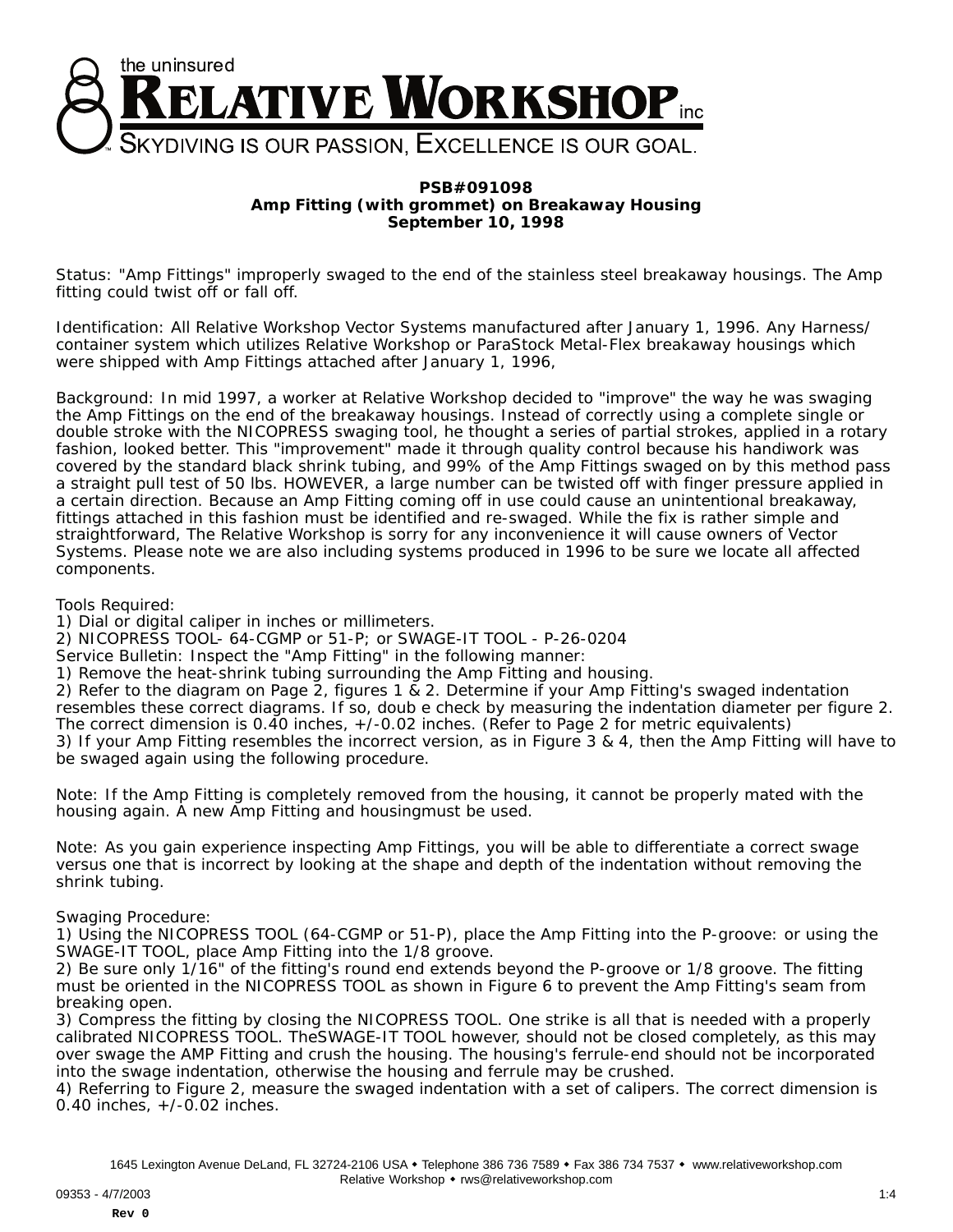the uninsured

# RELATIVE WORKSHOP inc

SKYDIVING IS OUR PASSION, EXCELLENCE IS OUR GOAL.

**PSB#091098**
**Amp Fitting (with grommet) on Breakaway Housing**
**September 10, 1998**

Status: "Amp Fittings" improperly swaged to the end of the stainless steel breakaway housings. The Amp fitting could twist off or fall off.

Identification: All Relative Workshop Vector Systems manufactured after January 1, 1996. Any Harness/ container system which utilizes Relative Workshop or ParaStock Metal-Flex breakaway housings which were shipped with Amp Fittings attached after January 1, 1996,

Background: In mid 1997, a worker at Relative Workshop decided to "improve" the way he was swaging the Amp Fittings on the end of the breakaway housings. Instead of correctly using a complete single or double stroke with the NICOPRESS swaging tool, he thought a series of partial strokes, applied in a rotary fashion, looked better. This "improvement" made it through quality control because his handiwork was covered by the standard black shrink tubing, and 99% of the Amp Fittings swaged on by this method pass a straight pull test of 50 lbs. HOWEVER, a large number can be twisted off with finger pressure applied in a certain direction. Because an Amp Fitting coming off in use could cause an unintentional breakaway, fittings attached in this fashion must be identified and re-swaged. While the fix is rather simple and straightforward, The Relative Workshop is sorry for any inconvenience it will cause owners of Vector Systems. Please note we are also including systems produced in 1996 to be sure we locate all affected components.

Tools Required:
1) Dial or digital caliper in inches or millimeters.
2) NICOPRESS TOOL- 64-CGMP or 51-P; or SWAGE-IT TOOL - P-26-0204

Service Bulletin: Inspect the "Amp Fitting" in the following manner:
1) Remove the heat-shrink tubing surrounding the Amp Fitting and housing.
2) Refer to the diagram on Page 2, figures 1 & 2. Determine if your Amp Fitting's swaged indentation resembles these correct diagrams. If so, doub e check by measuring the indentation diameter per figure 2. The correct dimension is 0.40 inches, +/-0.02 inches. (Refer to Page 2 for metric equivalents)
3) If your Amp Fitting resembles the incorrect version, as in Figure 3 & 4, then the Amp Fitting will have to be swaged again using the following procedure.

Note: If the Amp Fitting is completely removed from the housing, it cannot be properly mated with the housing again. A new Amp Fitting and housingmust be used.

Note: As you gain experience inspecting Amp Fittings, you will be able to differentiate a correct swage versus one that is incorrect by looking at the shape and depth of the indentation without removing the shrink tubing.

Swaging Procedure:
1) Using the NICOPRESS TOOL (64-CGMP or 51-P), place the Amp Fitting into the P-groove: or using the SWAGE-IT TOOL, place Amp Fitting into the 1/8 groove.
2) Be sure only 1/16" of the fitting's round end extends beyond the P-groove or 1/8 groove. The fitting must be oriented in the NICOPRESS TOOL as shown in Figure 6 to prevent the Amp Fitting's seam from breaking open.
3) Compress the fitting by closing the NICOPRESS TOOL. One strike is all that is needed with a properly calibrated NICOPRESS TOOL. TheSWAGE-IT TOOL however, should not be closed completely, as this may over swage the AMP Fitting and crush the housing. The housing's ferrule-end should not be incorporated into the swage indentation, otherwise the housing and ferrule may be crushed.
4) Referring to Figure 2, measure the swaged indentation with a set of calipers. The correct dimension is 0.40 inches, +/-0.02 inches.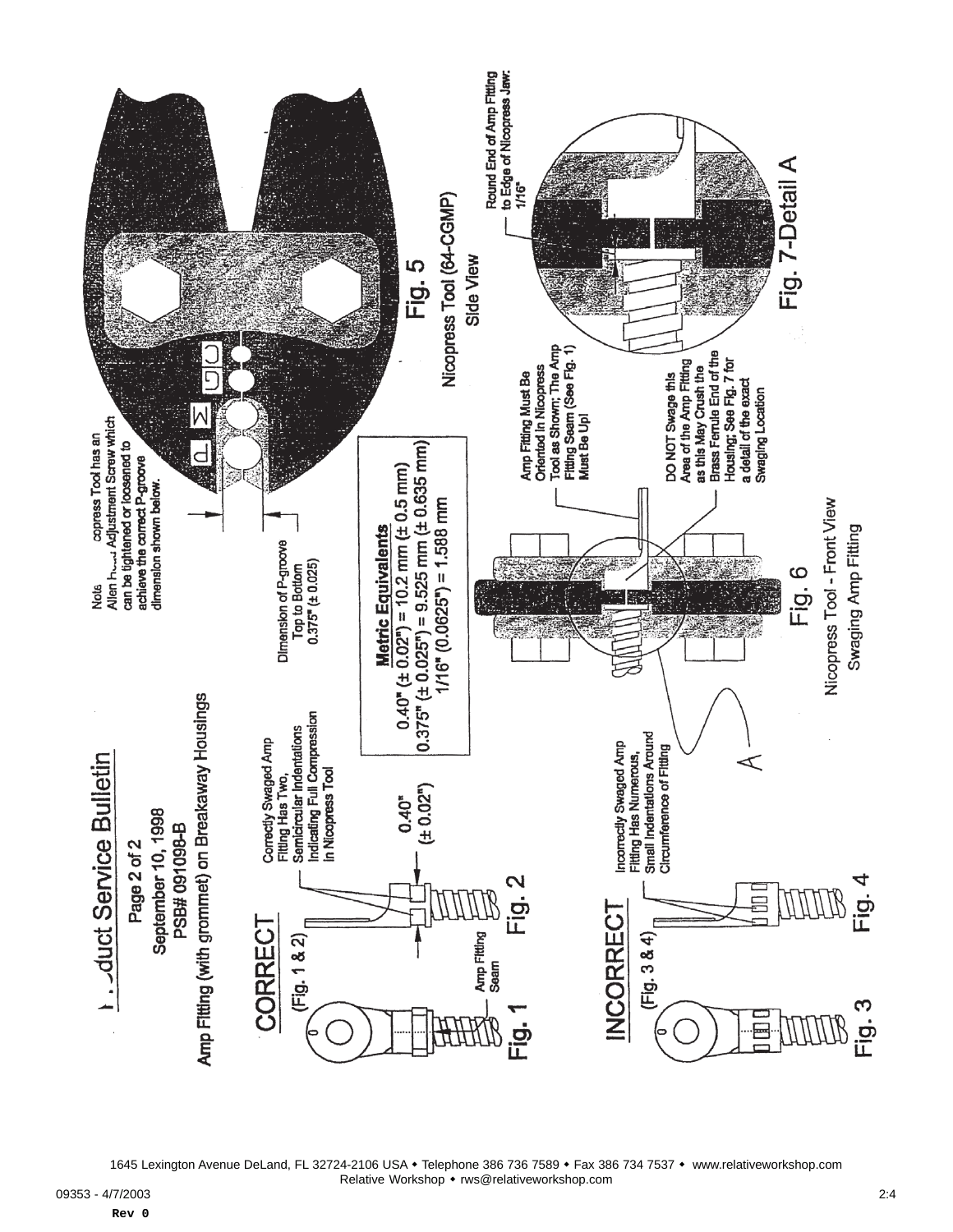# Product Service Bulletin

Page 2 of 2

September 10, 1998

PSB# 091098-B

Amp Fitting (with grommet) on Breakaway Housings

## CORRECT

(Fig. 1 & 2)

Amp Fitting Seam

Correctly Swaged Amp Fitting Has Two, Semicircular Indentations Indicating Full Compression In Nicopress Tool

0.40" (± 0.02")

Fig. 1 Fig. 2

## INCORRECT

(Fig. 3 & 4)

Incorrectly Swaged Amp Fitting Has Numerous, Small Indentations Around Circumference of Fitting

Fig. 3 Fig. 4

Note: Nicopress Tool has an Allen Head Adjustment Screw which can be tightened or loosened to achieve the correct P-groove dimension shown below.

Dimension of P-groove Top to Bottom 0.375" (± 0.025)

**Metric Equivalents**

0.40" (± 0.02") = 10.2 mm (± 0.5 mm)

0.375" (± 0.025") = 9.525 mm (± 0.635 mm)

1/16" (0.0625") = 1.588 mm

Fig. 5

Nicopress Tool (64-CGMP) Side View

Amp Fitting Must Be Oriented In Nicopress Tool as Shown; The Amp Fitting Seam (See Fig. 1) Must Be Up!

DO NOT Swage this Area of the Amp Fitting as this May Crush the Brass Ferrule End of the Housing; See Fig. 7 for a detail of the exact Swaging Location

A

Fig. 6

Nicopress Tool - Front View Swaging Amp Fitting

Round End of Amp Fitting to Edge of Nicopress Jaw: 1/16"

Fig. 7-Detail A

1645 Lexington Avenue DeLand, FL 32724-2106 USA ◆ Telephone 386 736 7589 ◆ Fax 386 734 7537 ◆ www.relativeworkshop.com
Relative Workshop ◆ rws@relativeworkshop.com

09353 - 4/7/2003

Rev 0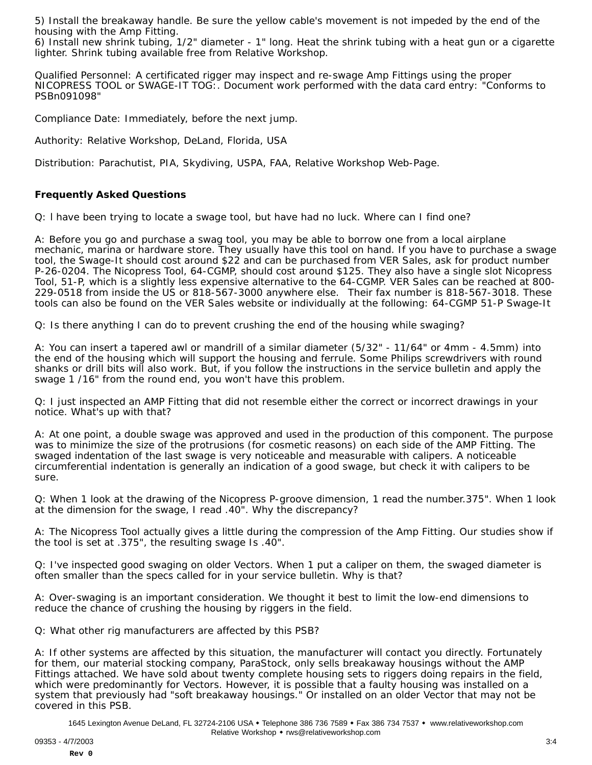5) Install the breakaway handle. Be sure the yellow cable's movement is not impeded by the end of the housing with the Amp Fitting.
6) Install new shrink tubing, 1/2" diameter - 1" long. Heat the shrink tubing with a heat gun or a cigarette lighter. Shrink tubing available free from Relative Workshop.

Qualified Personnel: A certificated rigger may inspect and re-swage Amp Fittings using the proper NICOPRESS TOOL or SWAGE-IT TOG:. Document work performed with the data card entry: "Conforms to PSBn091098"

Compliance Date: Immediately, before the next jump.

Authority: Relative Workshop, DeLand, Florida, USA

Distribution: Parachutist, PIA, Skydiving, USPA, FAA, Relative Workshop Web-Page.

**Frequently Asked Questions**

Q: I have been trying to locate a swage tool, but have had no luck. Where can I find one?

A: Before you go and purchase a swag tool, you may be able to borrow one from a local airplane mechanic, marina or hardware store. They usually have this tool on hand. If you have to purchase a swage tool, the Swage-It should cost around $22 and can be purchased from VER Sales, ask for product number P-26-0204. The Nicopress Tool, 64-CGMP, should cost around $125. They also have a single slot Nicopress Tool, 51-P, which is a slightly less expensive alternative to the 64-CGMP. VER Sales can be reached at 800-229-0518 from inside the US or 818-567-3000 anywhere else. Their fax number is 818-567-3018. These tools can also be found on the VER Sales website or individually at the following: 64-CGMP 51-P Swage-It

Q: Is there anything I can do to prevent crushing the end of the housing while swaging?

A: You can insert a tapered awl or mandrill of a similar diameter (5/32" - 11/64" or 4mm - 4.5mm) into the end of the housing which will support the housing and ferrule. Some Philips screwdrivers with round shanks or drill bits will also work. But, if you follow the instructions in the service bulletin and apply the swage 1 /16" from the round end, you won't have this problem.

Q: I just inspected an AMP Fitting that did not resemble either the correct or incorrect drawings in your notice. What's up with that?

A: At one point, a double swage was approved and used in the production of this component. The purpose was to minimize the size of the protrusions (for cosmetic reasons) on each side of the AMP Fitting. The swaged indentation of the last swage is very noticeable and measurable with calipers. A noticeable circumferential indentation is generally an indication of a good swage, but check it with calipers to be sure.

Q: When 1 look at the drawing of the Nicopress P-groove dimension, 1 read the number.375". When 1 look at the dimension for the swage, I read .40". Why the discrepancy?

A: The Nicopress Tool actually gives a little during the compression of the Amp Fitting. Our studies show if the tool is set at .375", the resulting swage Is .40".

Q: I've inspected good swaging on older Vectors. When 1 put a caliper on them, the swaged diameter is often smaller than the specs called for in your service bulletin. Why is that?

A: Over-swaging is an important consideration. We thought it best to limit the low-end dimensions to reduce the chance of crushing the housing by riggers in the field.

Q: What other rig manufacturers are affected by this PSB?

A: If other systems are affected by this situation, the manufacturer will contact you directly. Fortunately for them, our material stocking company, ParaStock, only sells breakaway housings without the AMP Fittings attached. We have sold about twenty complete housing sets to riggers doing repairs in the field, which were predominantly for Vectors. However, it is possible that a faulty housing was installed on a system that previously had "soft breakaway housings." Or installed on an older Vector that may not be covered in this PSB.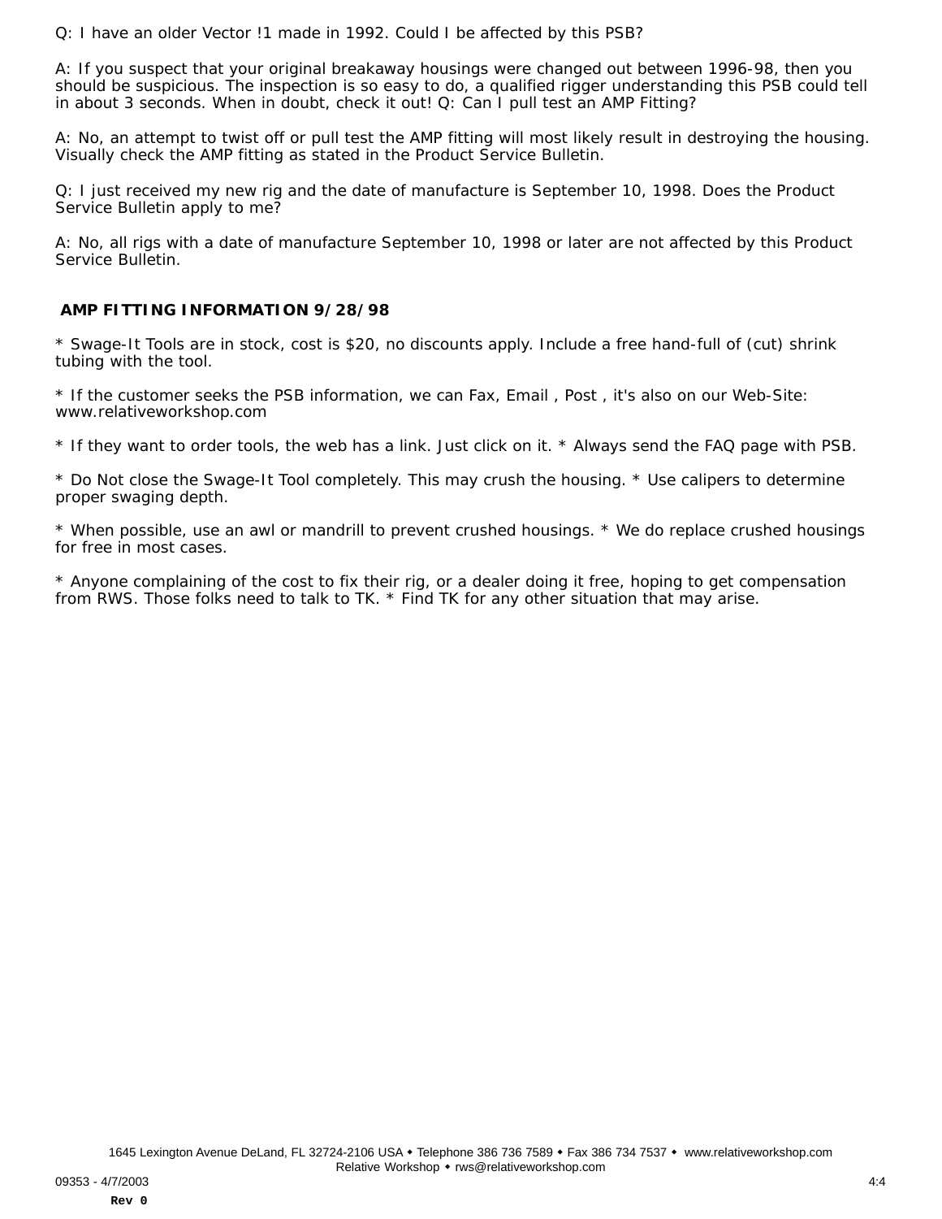Q: I have an older Vector !1 made in 1992. Could I be affected by this PSB?

A: If you suspect that your original breakaway housings were changed out between 1996-98, then you should be suspicious. The inspection is so easy to do, a qualified rigger understanding this PSB could tell in about 3 seconds. When in doubt, check it out! Q: Can I pull test an AMP Fitting?

A: No, an attempt to twist off or pull test the AMP fitting will most likely result in destroying the housing. Visually check the AMP fitting as stated in the Product Service Bulletin.

Q: I just received my new rig and the date of manufacture is September 10, 1998. Does the Product Service Bulletin apply to me?

A: No, all rigs with a date of manufacture September 10, 1998 or later are not affected by this Product Service Bulletin.

**AMP FITTING INFORMATION 9/28/98**

* Swage-It Tools are in stock, cost is $20, no discounts apply. Include a free hand-full of (cut) shrink tubing with the tool.

* If the customer seeks the PSB information, we can Fax, Email , Post , it's also on our Web-Site: www.relativeworkshop.com

* If they want to order tools, the web has a link. Just click on it. * Always send the FAQ page with PSB.

* Do Not close the Swage-It Tool completely. This may crush the housing. * Use calipers to determine proper swaging depth.

* When possible, use an awl or mandrill to prevent crushed housings. * We do replace crushed housings for free in most cases.

* Anyone complaining of the cost to fix their rig, or a dealer doing it free, hoping to get compensation from RWS. Those folks need to talk to TK. * Find TK for any other situation that may arise.